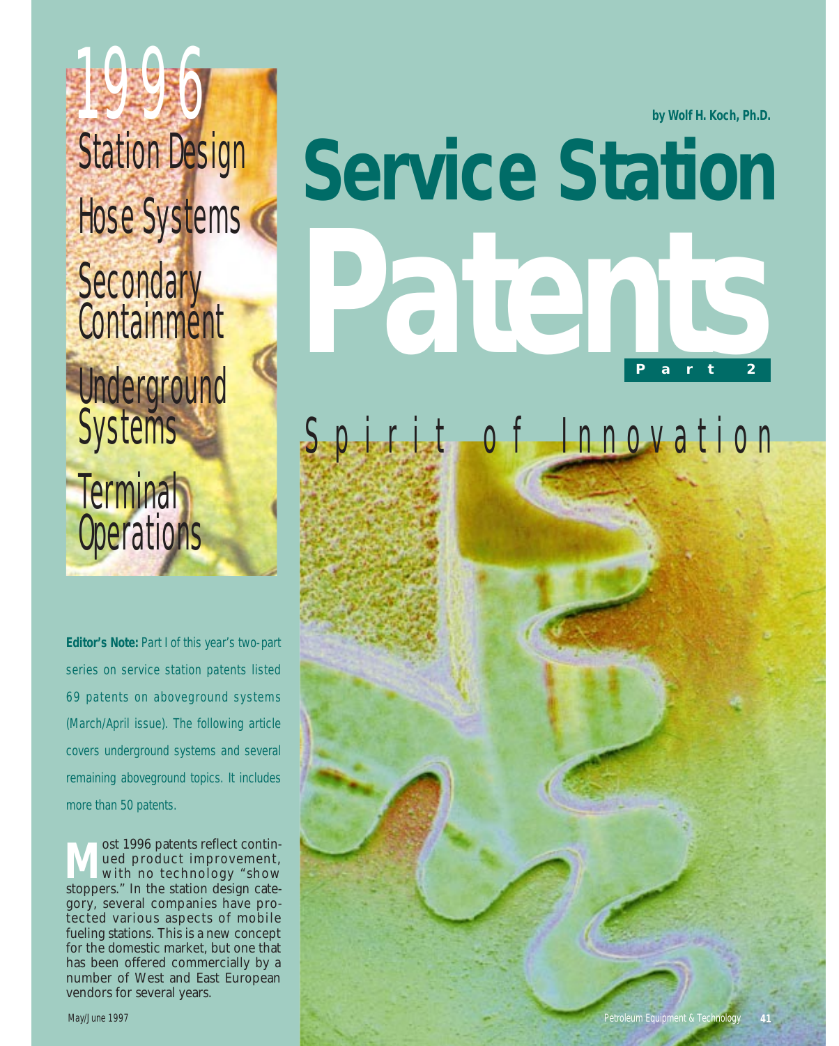# 1996

Station Design

Hose Systems

Secondary Containment

Underground Systems

Terminal Operations

by Wolf H. Koch, Ph.D.

# Service Station Patents

## Part 2

## Spirit of Innovation

**Editor's Note:** Part I of this year's two-part series on service station patents listed 69 patents on aboveground systems (March/April issue). The following article covers underground systems and several remaining aboveground topics. It includes more than 50 patents.

Most 1996 patents reflect continued product improvement, with no technology "show stoppers." In the station design category, several companies have protected various aspects of mobile fueling stations. This is a new concept for the domestic market, but one that has been offered commercially by a number of West and East European vendors for several years.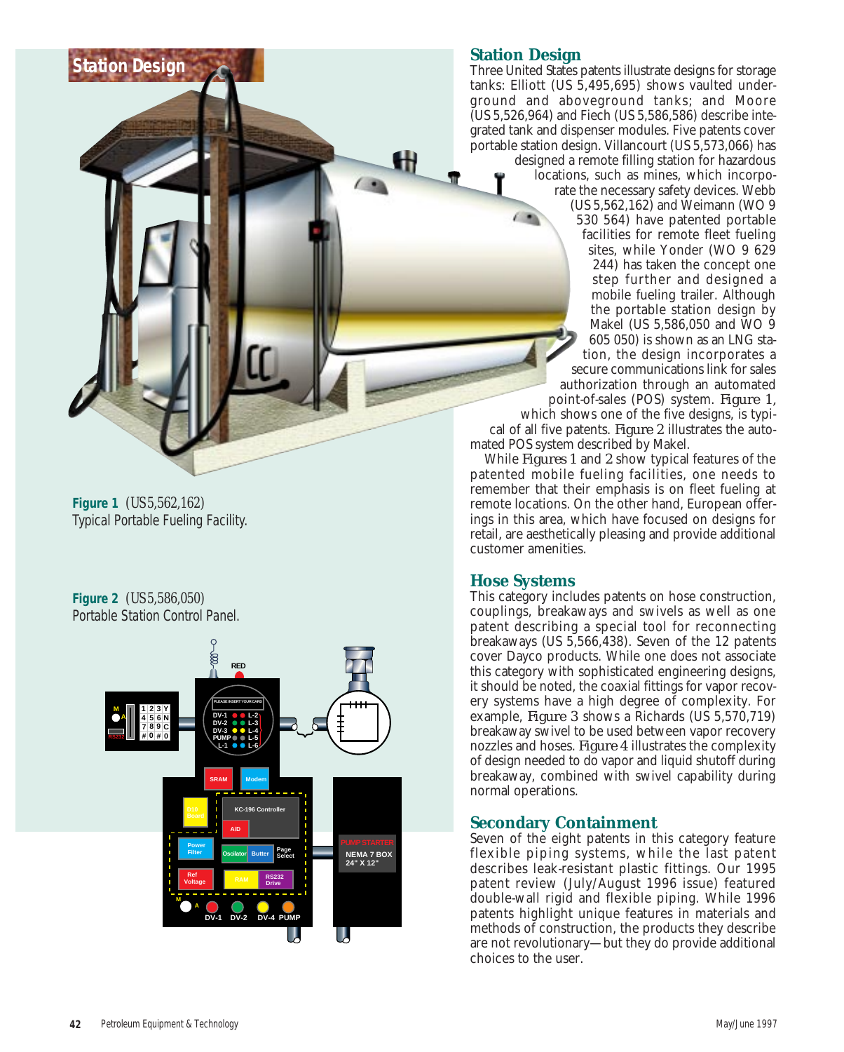## Station Design

Three United States patents illustrate designs for storage tanks: Elliott (US 5,495,695) shows vaulted underground and aboveground tanks; and Moore (US 5,526,964) and Fiech (US 5,586,586) describe integrated tank and dispenser modules. Five patents cover portable station design. Villancourt (US 5,573,066) has designed a remote filling station for hazardous locations, such as mines, which incorporate the necessary safety devices. Webb (US 5,562,162) and Weimann (WO 9 530 564) have patented portable facilities for remote fleet fueling sites, while Yonder (WO 9 629 244) has taken the concept one step further and designed a mobile fueling trailer. Although the portable station design by Makel (US 5,586,050 and WO 9 605 050) is shown as an LNG station, the design incorporates a secure communications link for sales authorization through an automated point-of-sales (POS) system. Figure 1, which shows one of the five designs, is typical of all five patents. Figure 2 illustrates the automated POS system described by Makel.

While Figures 1 and 2 show typical features of the patented mobile fueling facilities, one needs to remember that their emphasis is on fleet fueling at remote locations. On the other hand, European offerings in this area, which have focused on designs for retail, are aesthetically pleasing and provide additional customer amenities.

**Figure 1** (US5,562,162)
Typical Portable Fueling Facility.

**Figure 2** (US5,586,050)
Portable Station Control Panel.

## Hose Systems

This category includes patents on hose construction, couplings, breakaways and swivels as well as one patent describing a special tool for reconnecting breakaways (US 5,566,438). Seven of the 12 patents cover Dayco products. While one does not associate this category with sophisticated engineering designs, it should be noted, the coaxial fittings for vapor recovery systems have a high degree of complexity. For example, Figure 3 shows a Richards (US 5,570,719) breakaway swivel to be used between vapor recovery nozzles and hoses. Figure 4 illustrates the complexity of design needed to do vapor and liquid shutoff during breakaway, combined with swivel capability during normal operations.

## Secondary Containment

Seven of the eight patents in this category feature flexible piping systems, while the last patent describes leak-resistant plastic fittings. Our 1995 patent review (July/August 1996 issue) featured double-wall rigid and flexible piping. While 1996 patents highlight unique features in materials and methods of construction, the products they describe are not revolutionary—but they do provide additional choices to the user.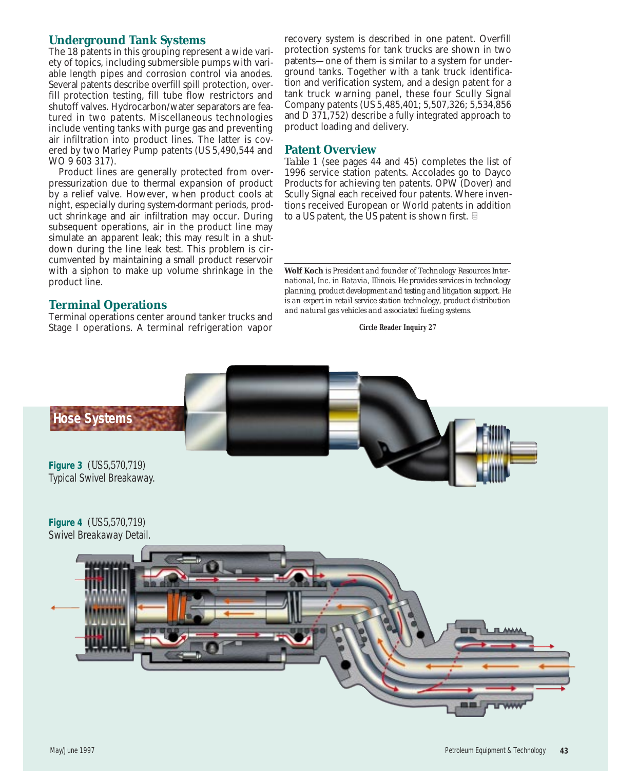## Underground Tank Systems

The 18 patents in this grouping represent a wide variety of topics, including submersible pumps with variable length pipes and corrosion control via anodes. Several patents describe overfill spill protection, overfill protection testing, fill tube flow restrictors and shutoff valves. Hydrocarbon/water separators are featured in two patents. Miscellaneous technologies include venting tanks with purge gas and preventing air infiltration into product lines. The latter is covered by two Marley Pump patents (US 5,490,544 and WO 9 603 317).

Product lines are generally protected from overpressurization due to thermal expansion of product by a relief valve. However, when product cools at night, especially during system-dormant periods, product shrinkage and air infiltration may occur. During subsequent operations, air in the product line may simulate an apparent leak; this may result in a shutdown during the line leak test. This problem is circumvented by maintaining a small product reservoir with a siphon to make up volume shrinkage in the product line.

## Terminal Operations

Terminal operations center around tanker trucks and Stage I operations. A terminal refrigeration vapor recovery system is described in one patent. Overfill protection systems for tank trucks are shown in two patents—one of them is similar to a system for underground tanks. Together with a tank truck identification and verification system, and a design patent for a tank truck warning panel, these four Scully Signal Company patents (US 5,485,401; 5,507,326; 5,534,856 and D 371,752) describe a fully integrated approach to product loading and delivery.

## Patent Overview

Table 1 (see pages 44 and 45) completes the list of 1996 service station patents. Accolades go to Dayco Products for achieving ten patents. OPW (Dover) and Scully Signal each received four patents. Where inventions received European or World patents in addition to a US patent, the US patent is shown first.

*__Wolf Koch__ is President and founder of Technology Resources International, Inc. in Batavia, Illinois. He provides services in technology planning, product development and testing and litigation support. He is an expert in retail service station technology, product distribution and natural gas vehicles and associated fueling systems.*

**Circle Reader Inquiry 27**

## Hose Systems

**Figure 3** (US5,570,719)
Typical Swivel Breakaway.

**Figure 4** (US5,570,719)
Swivel Breakaway Detail.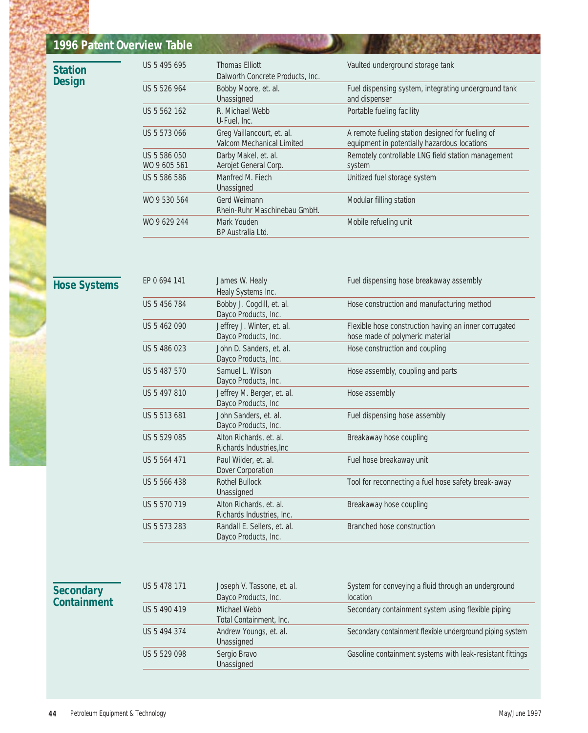## 1996 Patent Overview Table

### Station Design

| Patent | Inventor / Assignee | Description |
|---|---|---|
| US 5 495 695 | Thomas Elliott<br>Dalworth Concrete Products, Inc. | Vaulted underground storage tank |
| US 5 526 964 | Bobby Moore, et. al.<br>Unassigned | Fuel dispensing system, integrating underground tank and dispenser |
| US 5 562 162 | R. Michael Webb<br>U-Fuel, Inc. | Portable fueling facility |
| US 5 573 066 | Greg Vaillancourt, et. al.<br>Valcom Mechanical Limited | A remote fueling station designed for fueling of equipment in potentially hazardous locations |
| US 5 586 050<br>WO 9 605 561 | Darby Makel, et. al.<br>Aerojet General Corp. | Remotely controllable LNG field station management system |
| US 5 586 586 | Manfred M. Fiech<br>Unassigned | Unitized fuel storage system |
| WO 9 530 564 | Gerd Weimann<br>Rhein-Ruhr Maschinebau GmbH. | Modular filling station |
| WO 9 629 244 | Mark Youden<br>BP Australia Ltd. | Mobile refueling unit |

### Hose Systems

| Patent | Inventor / Assignee | Description |
|---|---|---|
| EP 0 694 141 | James W. Healy<br>Healy Systems Inc. | Fuel dispensing hose breakaway assembly |
| US 5 456 784 | Bobby J. Cogdill, et. al.<br>Dayco Products, Inc. | Hose construction and manufacturing method |
| US 5 462 090 | Jeffrey J. Winter, et. al.<br>Dayco Products, Inc. | Flexible hose construction having an inner corrugated hose made of polymeric material |
| US 5 486 023 | John D. Sanders, et. al.<br>Dayco Products, Inc. | Hose construction and coupling |
| US 5 487 570 | Samuel L. Wilson<br>Dayco Products, Inc. | Hose assembly, coupling and parts |
| US 5 497 810 | Jeffrey M. Berger, et. al.<br>Dayco Products, Inc | Hose assembly |
| US 5 513 681 | John Sanders, et. al.<br>Dayco Products, Inc. | Fuel dispensing hose assembly |
| US 5 529 085 | Alton Richards, et. al.<br>Richards Industries,Inc | Breakaway hose coupling |
| US 5 564 471 | Paul Wilder, et. al.<br>Dover Corporation | Fuel hose breakaway unit |
| US 5 566 438 | Rothel Bullock<br>Unassigned | Tool for reconnecting a fuel hose safety break-away |
| US 5 570 719 | Alton Richards, et. al.<br>Richards Industries, Inc. | Breakaway hose coupling |
| US 5 573 283 | Randall E. Sellers, et. al.<br>Dayco Products, Inc. | Branched hose construction |

### Secondary Containment

| Patent | Inventor / Assignee | Description |
|---|---|---|
| US 5 478 171 | Joseph V. Tassone, et. al.<br>Dayco Products, Inc. | System for conveying a fluid through an underground location |
| US 5 490 419 | Michael Webb<br>Total Containment, Inc. | Secondary containment system using flexible piping |
| US 5 494 374 | Andrew Youngs, et. al.<br>Unassigned | Secondary containment flexible underground piping system |
| US 5 529 098 | Sergio Bravo<br>Unassigned | Gasoline containment systems with leak-resistant fittings |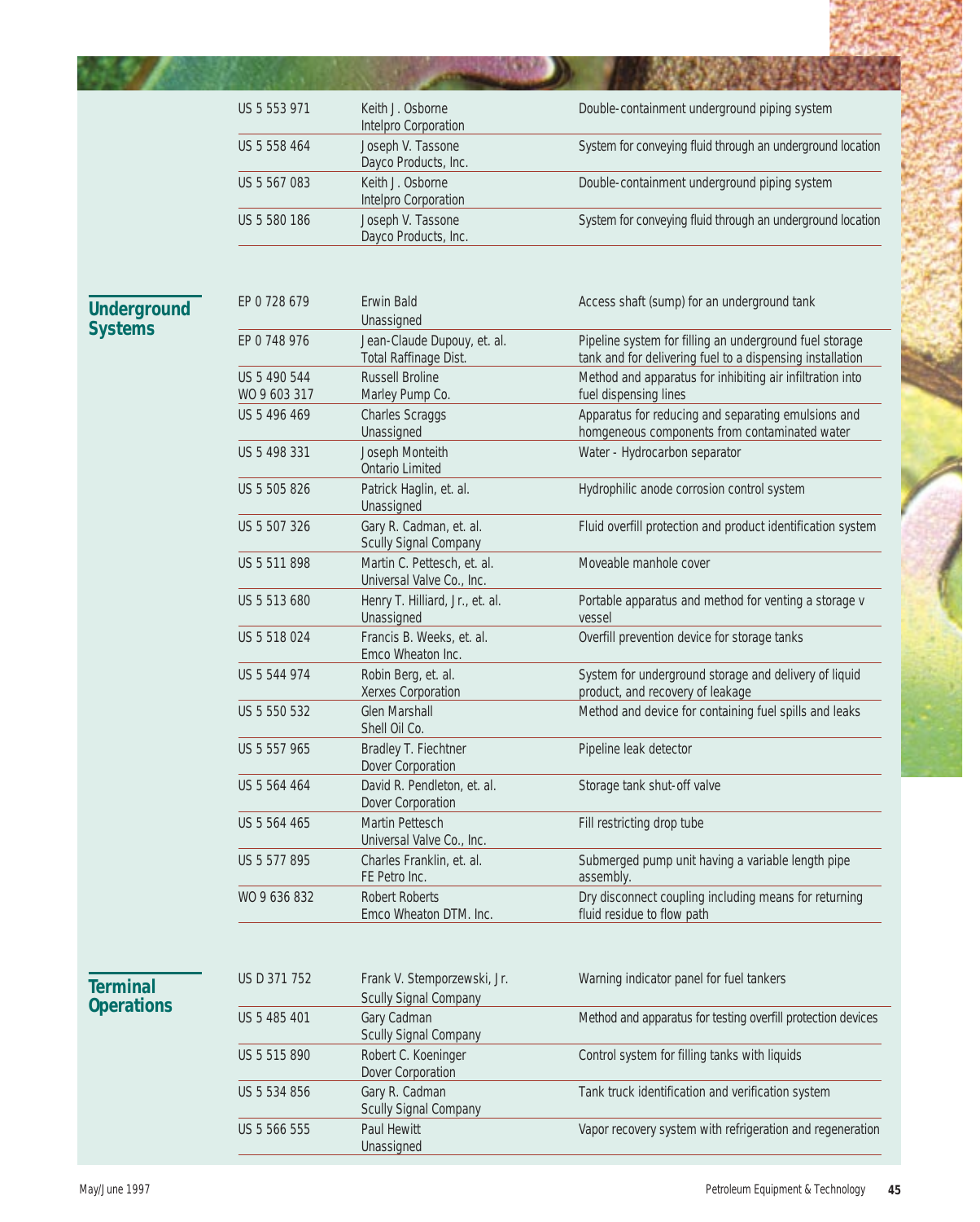| | | |
|---|---|---|
| US 5 553 971 | Keith J. Osborne<br>Intelpro Corporation | Double-containment underground piping system |
| US 5 558 464 | Joseph V. Tassone<br>Dayco Products, Inc. | System for conveying fluid through an underground location |
| US 5 567 083 | Keith J. Osborne<br>Intelpro Corporation | Double-containment underground piping system |
| US 5 580 186 | Joseph V. Tassone<br>Dayco Products, Inc. | System for conveying fluid through an underground location |

## Underground Systems

| | | |
|---|---|---|
| EP 0 728 679 | Erwin Bald<br>Unassigned | Access shaft (sump) for an underground tank |
| EP 0 748 976 | Jean-Claude Dupouy, et. al.<br>Total Raffinage Dist. | Pipeline system for filling an underground fuel storage tank and for delivering fuel to a dispensing installation |
| US 5 490 544<br>WO 9 603 317 | Russell Broline<br>Marley Pump Co. | Method and apparatus for inhibiting air infiltration into fuel dispensing lines |
| US 5 496 469 | Charles Scraggs<br>Unassigned | Apparatus for reducing and separating emulsions and homgeneous components from contaminated water |
| US 5 498 331 | Joseph Monteith<br>Ontario Limited | Water - Hydrocarbon separator |
| US 5 505 826 | Patrick Haglin, et. al.<br>Unassigned | Hydrophilic anode corrosion control system |
| US 5 507 326 | Gary R. Cadman, et. al.<br>Scully Signal Company | Fluid overfill protection and product identification system |
| US 5 511 898 | Martin C. Pettesch, et. al.<br>Universal Valve Co., Inc. | Moveable manhole cover |
| US 5 513 680 | Henry T. Hilliard, Jr., et. al.<br>Unassigned | Portable apparatus and method for venting a storage v vessel |
| US 5 518 024 | Francis B. Weeks, et. al.<br>Emco Wheaton Inc. | Overfill prevention device for storage tanks |
| US 5 544 974 | Robin Berg, et. al.<br>Xerxes Corporation | System for underground storage and delivery of liquid product, and recovery of leakage |
| US 5 550 532 | Glen Marshall<br>Shell Oil Co. | Method and device for containing fuel spills and leaks |
| US 5 557 965 | Bradley T. Fiechtner<br>Dover Corporation | Pipeline leak detector |
| US 5 564 464 | David R. Pendleton, et. al.<br>Dover Corporation | Storage tank shut-off valve |
| US 5 564 465 | Martin Pettesch<br>Universal Valve Co., Inc. | Fill restricting drop tube |
| US 5 577 895 | Charles Franklin, et. al.<br>FE Petro Inc. | Submerged pump unit having a variable length pipe assembly. |
| WO 9 636 832 | Robert Roberts<br>Emco Wheaton DTM. Inc. | Dry disconnect coupling including means for returning fluid residue to flow path |

## Terminal Operations

| | | |
|---|---|---|
| US D 371 752 | Frank V. Stemporzewski, Jr.<br>Scully Signal Company | Warning indicator panel for fuel tankers |
| US 5 485 401 | Gary Cadman<br>Scully Signal Company | Method and apparatus for testing overfill protection devices |
| US 5 515 890 | Robert C. Koeninger<br>Dover Corporation | Control system for filling tanks with liquids |
| US 5 534 856 | Gary R. Cadman<br>Scully Signal Company | Tank truck identification and verification system |
| US 5 566 555 | Paul Hewitt<br>Unassigned | Vapor recovery system with refrigeration and regeneration |